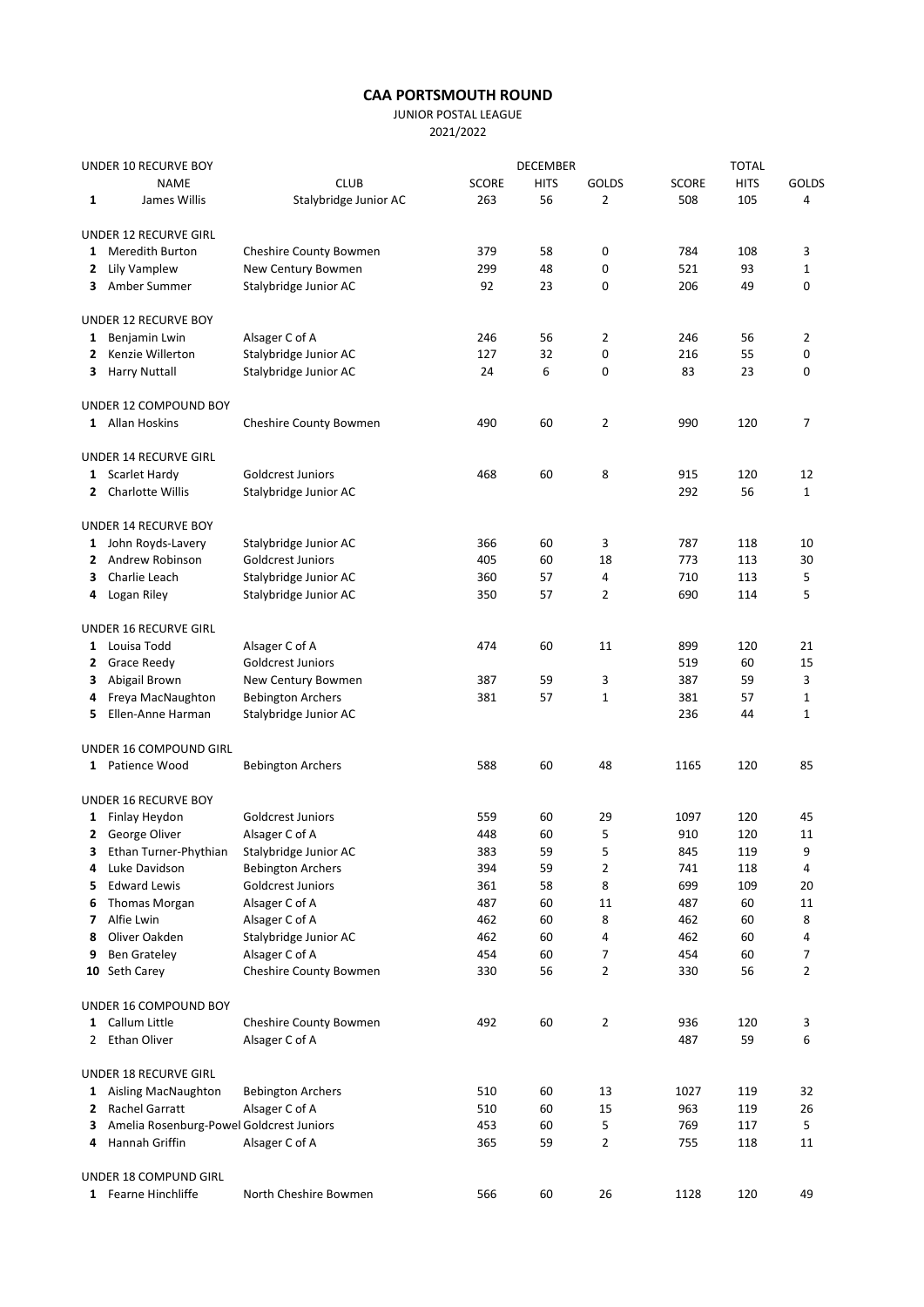# CAA PORTSMOUTH ROUND

JUNIOR POSTAL LEAGUE

2021/2022

| | UNDER 10 RECURVE BOY | | DECEMBER | | | TOTAL | | |
|---|---|---|---|---|---|---|---|---|
| | NAME | CLUB | SCORE | HITS | GOLDS | SCORE | HITS | GOLDS |
| 1 | James Willis | Stalybridge Junior AC | 263 | 56 | 2 | 508 | 105 | 4 |
| | | | | | | | | |
| | UNDER 12 RECURVE GIRL | | | | | | | |
| 1 | Meredith Burton | Cheshire County Bowmen | 379 | 58 | 0 | 784 | 108 | 3 |
| 2 | Lily Vamplew | New Century Bowmen | 299 | 48 | 0 | 521 | 93 | 1 |
| 3 | Amber Summer | Stalybridge Junior AC | 92 | 23 | 0 | 206 | 49 | 0 |
| | | | | | | | | |
| | UNDER 12 RECURVE BOY | | | | | | | |
| 1 | Benjamin Lwin | Alsager C of A | 246 | 56 | 2 | 246 | 56 | 2 |
| 2 | Kenzie Willerton | Stalybridge Junior AC | 127 | 32 | 0 | 216 | 55 | 0 |
| 3 | Harry Nuttall | Stalybridge Junior AC | 24 | 6 | 0 | 83 | 23 | 0 |
| | | | | | | | | |
| | UNDER 12 COMPOUND BOY | | | | | | | |
| 1 | Allan Hoskins | Cheshire County Bowmen | 490 | 60 | 2 | 990 | 120 | 7 |
| | | | | | | | | |
| | UNDER 14 RECURVE GIRL | | | | | | | |
| 1 | Scarlet Hardy | Goldcrest Juniors | 468 | 60 | 8 | 915 | 120 | 12 |
| 2 | Charlotte Willis | Stalybridge Junior AC | | | | 292 | 56 | 1 |
| | | | | | | | | |
| | UNDER 14 RECURVE BOY | | | | | | | |
| 1 | John Royds-Lavery | Stalybridge Junior AC | 366 | 60 | 3 | 787 | 118 | 10 |
| 2 | Andrew Robinson | Goldcrest Juniors | 405 | 60 | 18 | 773 | 113 | 30 |
| 3 | Charlie Leach | Stalybridge Junior AC | 360 | 57 | 4 | 710 | 113 | 5 |
| 4 | Logan Riley | Stalybridge Junior AC | 350 | 57 | 2 | 690 | 114 | 5 |
| | | | | | | | | |
| | UNDER 16 RECURVE GIRL | | | | | | | |
| 1 | Louisa Todd | Alsager C of A | 474 | 60 | 11 | 899 | 120 | 21 |
| 2 | Grace Reedy | Goldcrest Juniors | | | | 519 | 60 | 15 |
| 3 | Abigail Brown | New Century Bowmen | 387 | 59 | 3 | 387 | 59 | 3 |
| 4 | Freya MacNaughton | Bebington Archers | 381 | 57 | 1 | 381 | 57 | 1 |
| 5 | Ellen-Anne Harman | Stalybridge Junior AC | | | | 236 | 44 | 1 |
| | | | | | | | | |
| | UNDER 16 COMPOUND GIRL | | | | | | | |
| 1 | Patience Wood | Bebington Archers | 588 | 60 | 48 | 1165 | 120 | 85 |
| | | | | | | | | |
| | UNDER 16 RECURVE BOY | | | | | | | |
| 1 | Finlay Heydon | Goldcrest Juniors | 559 | 60 | 29 | 1097 | 120 | 45 |
| 2 | George Oliver | Alsager C of A | 448 | 60 | 5 | 910 | 120 | 11 |
| 3 | Ethan Turner-Phythian | Stalybridge Junior AC | 383 | 59 | 5 | 845 | 119 | 9 |
| 4 | Luke Davidson | Bebington Archers | 394 | 59 | 2 | 741 | 118 | 4 |
| 5 | Edward Lewis | Goldcrest Juniors | 361 | 58 | 8 | 699 | 109 | 20 |
| 6 | Thomas Morgan | Alsager C of A | 487 | 60 | 11 | 487 | 60 | 11 |
| 7 | Alfie Lwin | Alsager C of A | 462 | 60 | 8 | 462 | 60 | 8 |
| 8 | Oliver Oakden | Stalybridge Junior AC | 462 | 60 | 4 | 462 | 60 | 4 |
| 9 | Ben Grateley | Alsager C of A | 454 | 60 | 7 | 454 | 60 | 7 |
| 10 | Seth Carey | Cheshire County Bowmen | 330 | 56 | 2 | 330 | 56 | 2 |
| | | | | | | | | |
| | UNDER 16 COMPOUND BOY | | | | | | | |
| 1 | Callum Little | Cheshire County Bowmen | 492 | 60 | 2 | 936 | 120 | 3 |
| 2 | Ethan Oliver | Alsager C of A | | | | 487 | 59 | 6 |
| | | | | | | | | |
| | UNDER 18 RECURVE GIRL | | | | | | | |
| 1 | Aisling MacNaughton | Bebington Archers | 510 | 60 | 13 | 1027 | 119 | 32 |
| 2 | Rachel Garratt | Alsager C of A | 510 | 60 | 15 | 963 | 119 | 26 |
| 3 | Amelia Rosenburg-Powel | Goldcrest Juniors | 453 | 60 | 5 | 769 | 117 | 5 |
| 4 | Hannah Griffin | Alsager C of A | 365 | 59 | 2 | 755 | 118 | 11 |
| | | | | | | | | |
| | UNDER 18 COMPUND GIRL | | | | | | | |
| 1 | Fearne Hinchliffe | North Cheshire Bowmen | 566 | 60 | 26 | 1128 | 120 | 49 |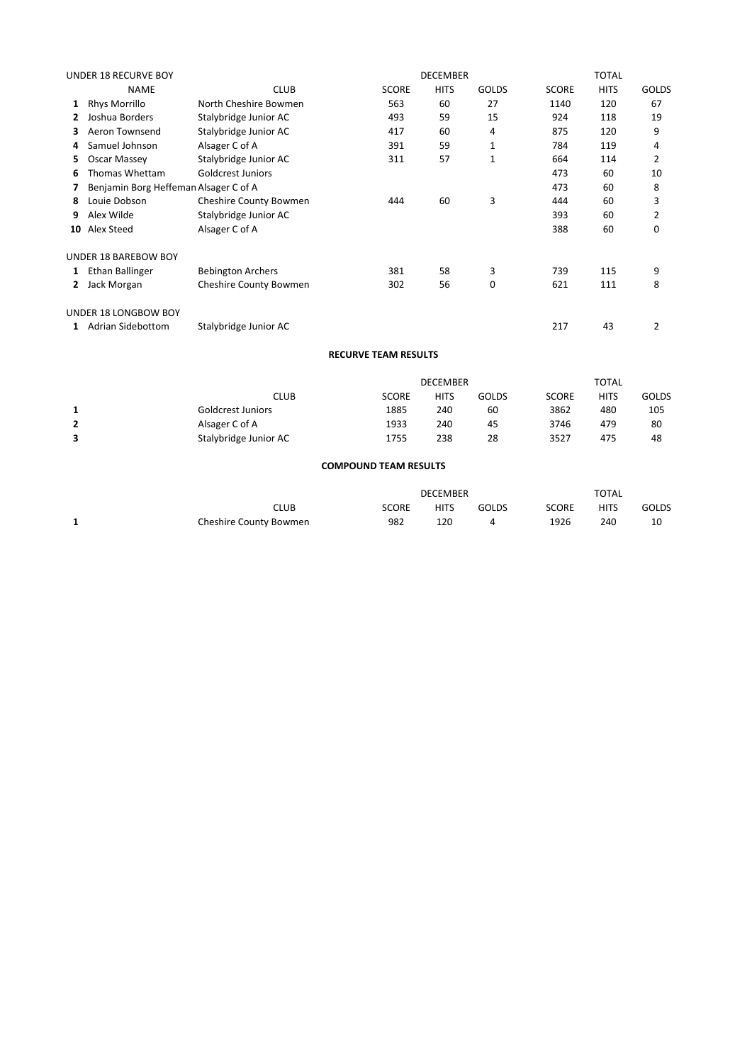| UNDER 18 RECURVE BOY | | | DECEMBER | | | TOTAL | | |
|---|---|---|---|---|---|---|---|---|
| | NAME | CLUB | SCORE | HITS | GOLDS | SCORE | HITS | GOLDS |
| 1 | Rhys Morrillo | North Cheshire Bowmen | 563 | 60 | 27 | 1140 | 120 | 67 |
| 2 | Joshua Borders | Stalybridge Junior AC | 493 | 59 | 15 | 924 | 118 | 19 |
| 3 | Aeron Townsend | Stalybridge Junior AC | 417 | 60 | 4 | 875 | 120 | 9 |
| 4 | Samuel Johnson | Alsager C of A | 391 | 59 | 1 | 784 | 119 | 4 |
| 5 | Oscar Massey | Stalybridge Junior AC | 311 | 57 | 1 | 664 | 114 | 2 |
| 6 | Thomas Whettam | Goldcrest Juniors | | | | 473 | 60 | 10 |
| 7 | Benjamin Borg Heffeman | Alsager C of A | | | | 473 | 60 | 8 |
| 8 | Louie Dobson | Cheshire County Bowmen | 444 | 60 | 3 | 444 | 60 | 3 |
| 9 | Alex Wilde | Stalybridge Junior AC | | | | 393 | 60 | 2 |
| 10 | Alex Steed | Alsager C of A | | | | 388 | 60 | 0 |

| UNDER 18 BAREBOW BOY | | | | | | | | |
|---|---|---|---|---|---|---|---|---|
| 1 | Ethan Ballinger | Bebington Archers | 381 | 58 | 3 | 739 | 115 | 9 |
| 2 | Jack Morgan | Cheshire County Bowmen | 302 | 56 | 0 | 621 | 111 | 8 |

| UNDER 18 LONGBOW BOY | | | | | | | | |
|---|---|---|---|---|---|---|---|---|
| 1 | Adrian Sidebottom | Stalybridge Junior AC | | | | 217 | 43 | 2 |

**RECURVE TEAM RESULTS**

| | | DECEMBER | | | TOTAL | | |
|---|---|---|---|---|---|---|---|
| | CLUB | SCORE | HITS | GOLDS | SCORE | HITS | GOLDS |
| 1 | Goldcrest Juniors | 1885 | 240 | 60 | 3862 | 480 | 105 |
| 2 | Alsager C of A | 1933 | 240 | 45 | 3746 | 479 | 80 |
| 3 | Stalybridge Junior AC | 1755 | 238 | 28 | 3527 | 475 | 48 |

**COMPOUND TEAM RESULTS**

| | | DECEMBER | | | TOTAL | | |
|---|---|---|---|---|---|---|---|
| | CLUB | SCORE | HITS | GOLDS | SCORE | HITS | GOLDS |
| 1 | Cheshire County Bowmen | 982 | 120 | 4 | 1926 | 240 | 10 |